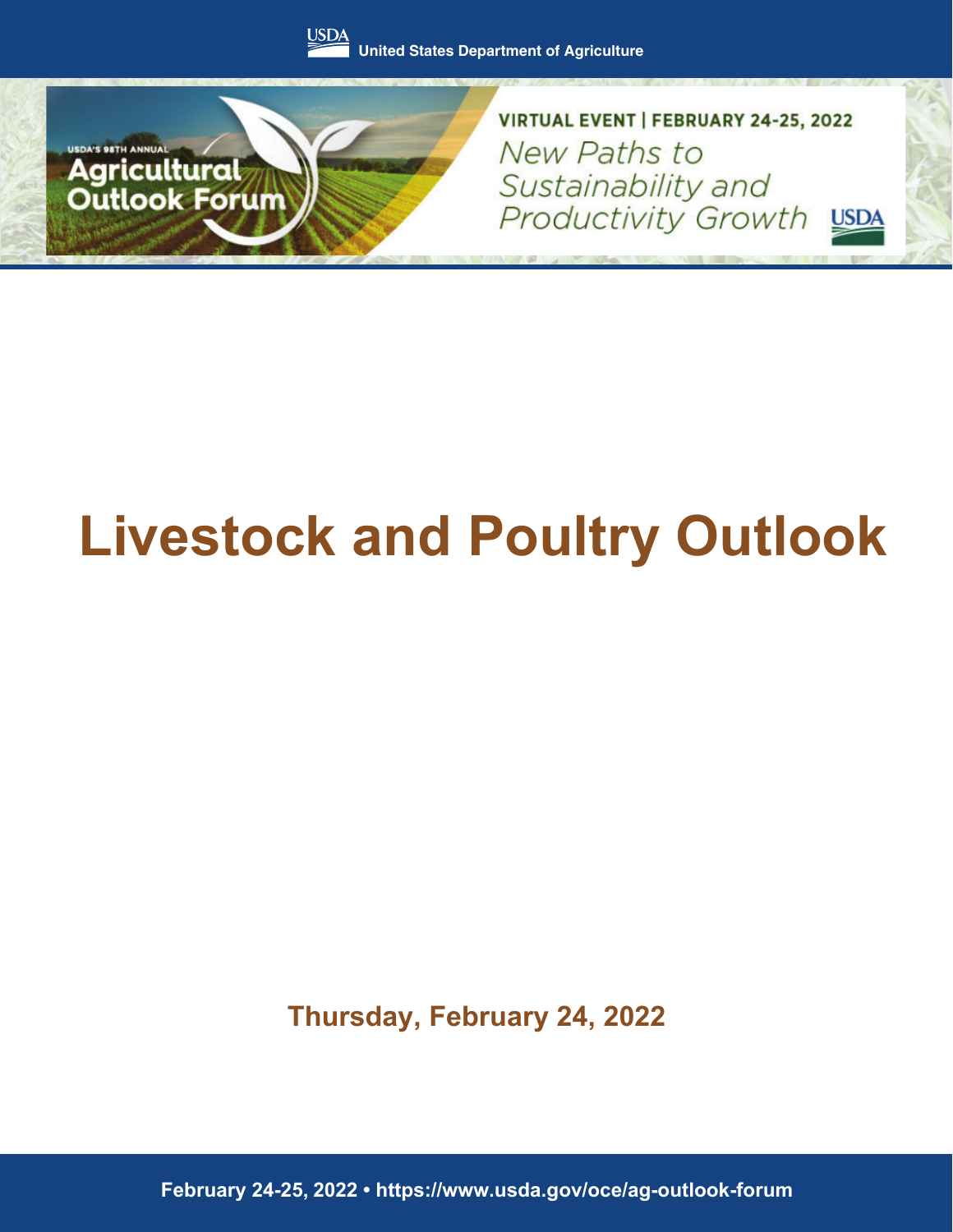USDA United States Department of Agriculture

USDA'S 98TH ANNUAL Agricultural Outlook Forum

VIRTUAL EVENT | FEBRUARY 24-25, 2022

*New Paths to Sustainability and Productivity Growth*

# Livestock and Poultry Outlook

**Thursday, February 24, 2022**

February 24-25, 2022 • https://www.usda.gov/oce/ag-outlook-forum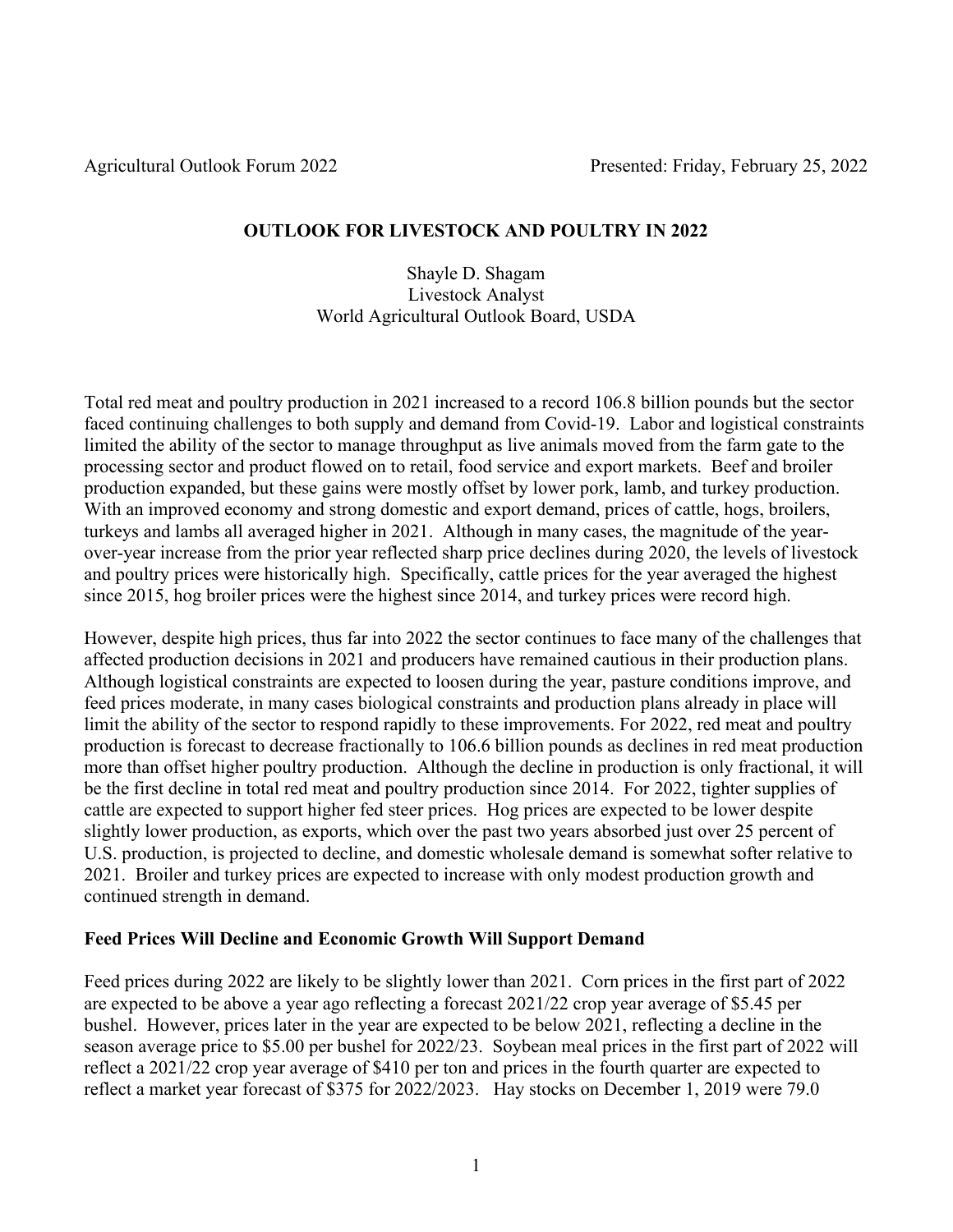Agricultural Outlook Forum 2022 Presented: Friday, February 25, 2022

**OUTLOOK FOR LIVESTOCK AND POULTRY IN 2022**

Shayle D. Shagam
Livestock Analyst
World Agricultural Outlook Board, USDA

Total red meat and poultry production in 2021 increased to a record 106.8 billion pounds but the sector faced continuing challenges to both supply and demand from Covid-19. Labor and logistical constraints limited the ability of the sector to manage throughput as live animals moved from the farm gate to the processing sector and product flowed on to retail, food service and export markets. Beef and broiler production expanded, but these gains were mostly offset by lower pork, lamb, and turkey production. With an improved economy and strong domestic and export demand, prices of cattle, hogs, broilers, turkeys and lambs all averaged higher in 2021. Although in many cases, the magnitude of the year-over-year increase from the prior year reflected sharp price declines during 2020, the levels of livestock and poultry prices were historically high. Specifically, cattle prices for the year averaged the highest since 2015, hog broiler prices were the highest since 2014, and turkey prices were record high.

However, despite high prices, thus far into 2022 the sector continues to face many of the challenges that affected production decisions in 2021 and producers have remained cautious in their production plans. Although logistical constraints are expected to loosen during the year, pasture conditions improve, and feed prices moderate, in many cases biological constraints and production plans already in place will limit the ability of the sector to respond rapidly to these improvements. For 2022, red meat and poultry production is forecast to decrease fractionally to 106.6 billion pounds as declines in red meat production more than offset higher poultry production. Although the decline in production is only fractional, it will be the first decline in total red meat and poultry production since 2014. For 2022, tighter supplies of cattle are expected to support higher fed steer prices. Hog prices are expected to be lower despite slightly lower production, as exports, which over the past two years absorbed just over 25 percent of U.S. production, is projected to decline, and domestic wholesale demand is somewhat softer relative to 2021. Broiler and turkey prices are expected to increase with only modest production growth and continued strength in demand.

**Feed Prices Will Decline and Economic Growth Will Support Demand**

Feed prices during 2022 are likely to be slightly lower than 2021. Corn prices in the first part of 2022 are expected to be above a year ago reflecting a forecast 2021/22 crop year average of $5.45 per bushel. However, prices later in the year are expected to be below 2021, reflecting a decline in the season average price to $5.00 per bushel for 2022/23. Soybean meal prices in the first part of 2022 will reflect a 2021/22 crop year average of $410 per ton and prices in the fourth quarter are expected to reflect a market year forecast of $375 for 2022/2023. Hay stocks on December 1, 2019 were 79.0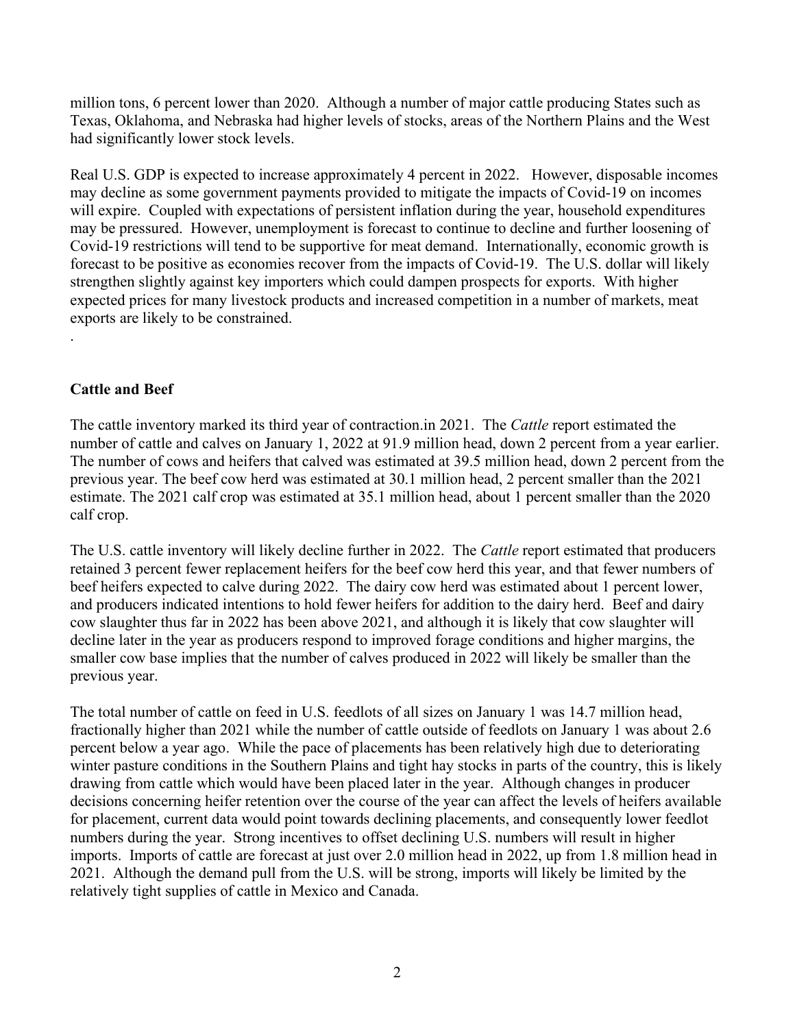million tons, 6 percent lower than 2020. Although a number of major cattle producing States such as Texas, Oklahoma, and Nebraska had higher levels of stocks, areas of the Northern Plains and the West had significantly lower stock levels.

Real U.S. GDP is expected to increase approximately 4 percent in 2022. However, disposable incomes may decline as some government payments provided to mitigate the impacts of Covid-19 on incomes will expire. Coupled with expectations of persistent inflation during the year, household expenditures may be pressured. However, unemployment is forecast to continue to decline and further loosening of Covid-19 restrictions will tend to be supportive for meat demand. Internationally, economic growth is forecast to be positive as economies recover from the impacts of Covid-19. The U.S. dollar will likely strengthen slightly against key importers which could dampen prospects for exports. With higher expected prices for many livestock products and increased competition in a number of markets, meat exports are likely to be constrained.

.

**Cattle and Beef**

The cattle inventory marked its third year of contraction.in 2021. The *Cattle* report estimated the number of cattle and calves on January 1, 2022 at 91.9 million head, down 2 percent from a year earlier. The number of cows and heifers that calved was estimated at 39.5 million head, down 2 percent from the previous year. The beef cow herd was estimated at 30.1 million head, 2 percent smaller than the 2021 estimate. The 2021 calf crop was estimated at 35.1 million head, about 1 percent smaller than the 2020 calf crop.

The U.S. cattle inventory will likely decline further in 2022. The *Cattle* report estimated that producers retained 3 percent fewer replacement heifers for the beef cow herd this year, and that fewer numbers of beef heifers expected to calve during 2022. The dairy cow herd was estimated about 1 percent lower, and producers indicated intentions to hold fewer heifers for addition to the dairy herd. Beef and dairy cow slaughter thus far in 2022 has been above 2021, and although it is likely that cow slaughter will decline later in the year as producers respond to improved forage conditions and higher margins, the smaller cow base implies that the number of calves produced in 2022 will likely be smaller than the previous year.

The total number of cattle on feed in U.S. feedlots of all sizes on January 1 was 14.7 million head, fractionally higher than 2021 while the number of cattle outside of feedlots on January 1 was about 2.6 percent below a year ago. While the pace of placements has been relatively high due to deteriorating winter pasture conditions in the Southern Plains and tight hay stocks in parts of the country, this is likely drawing from cattle which would have been placed later in the year. Although changes in producer decisions concerning heifer retention over the course of the year can affect the levels of heifers available for placement, current data would point towards declining placements, and consequently lower feedlot numbers during the year. Strong incentives to offset declining U.S. numbers will result in higher imports. Imports of cattle are forecast at just over 2.0 million head in 2022, up from 1.8 million head in 2021. Although the demand pull from the U.S. will be strong, imports will likely be limited by the relatively tight supplies of cattle in Mexico and Canada.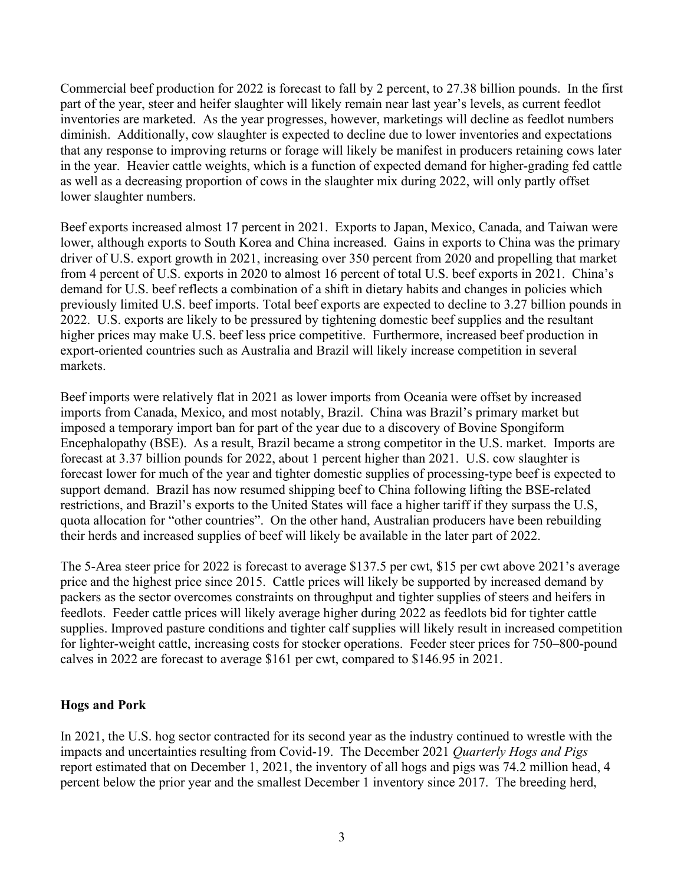Commercial beef production for 2022 is forecast to fall by 2 percent, to 27.38 billion pounds. In the first part of the year, steer and heifer slaughter will likely remain near last year's levels, as current feedlot inventories are marketed. As the year progresses, however, marketings will decline as feedlot numbers diminish. Additionally, cow slaughter is expected to decline due to lower inventories and expectations that any response to improving returns or forage will likely be manifest in producers retaining cows later in the year. Heavier cattle weights, which is a function of expected demand for higher-grading fed cattle as well as a decreasing proportion of cows in the slaughter mix during 2022, will only partly offset lower slaughter numbers.

Beef exports increased almost 17 percent in 2021. Exports to Japan, Mexico, Canada, and Taiwan were lower, although exports to South Korea and China increased. Gains in exports to China was the primary driver of U.S. export growth in 2021, increasing over 350 percent from 2020 and propelling that market from 4 percent of U.S. exports in 2020 to almost 16 percent of total U.S. beef exports in 2021. China's demand for U.S. beef reflects a combination of a shift in dietary habits and changes in policies which previously limited U.S. beef imports. Total beef exports are expected to decline to 3.27 billion pounds in 2022. U.S. exports are likely to be pressured by tightening domestic beef supplies and the resultant higher prices may make U.S. beef less price competitive. Furthermore, increased beef production in export-oriented countries such as Australia and Brazil will likely increase competition in several markets.

Beef imports were relatively flat in 2021 as lower imports from Oceania were offset by increased imports from Canada, Mexico, and most notably, Brazil. China was Brazil's primary market but imposed a temporary import ban for part of the year due to a discovery of Bovine Spongiform Encephalopathy (BSE). As a result, Brazil became a strong competitor in the U.S. market. Imports are forecast at 3.37 billion pounds for 2022, about 1 percent higher than 2021. U.S. cow slaughter is forecast lower for much of the year and tighter domestic supplies of processing-type beef is expected to support demand. Brazil has now resumed shipping beef to China following lifting the BSE-related restrictions, and Brazil's exports to the United States will face a higher tariff if they surpass the U.S, quota allocation for "other countries". On the other hand, Australian producers have been rebuilding their herds and increased supplies of beef will likely be available in the later part of 2022.

The 5-Area steer price for 2022 is forecast to average \$137.5 per cwt, \$15 per cwt above 2021's average price and the highest price since 2015. Cattle prices will likely be supported by increased demand by packers as the sector overcomes constraints on throughput and tighter supplies of steers and heifers in feedlots. Feeder cattle prices will likely average higher during 2022 as feedlots bid for tighter cattle supplies. Improved pasture conditions and tighter calf supplies will likely result in increased competition for lighter-weight cattle, increasing costs for stocker operations. Feeder steer prices for 750–800-pound calves in 2022 are forecast to average \$161 per cwt, compared to \$146.95 in 2021.

**Hogs and Pork**

In 2021, the U.S. hog sector contracted for its second year as the industry continued to wrestle with the impacts and uncertainties resulting from Covid-19. The December 2021 *Quarterly Hogs and Pigs* report estimated that on December 1, 2021, the inventory of all hogs and pigs was 74.2 million head, 4 percent below the prior year and the smallest December 1 inventory since 2017. The breeding herd,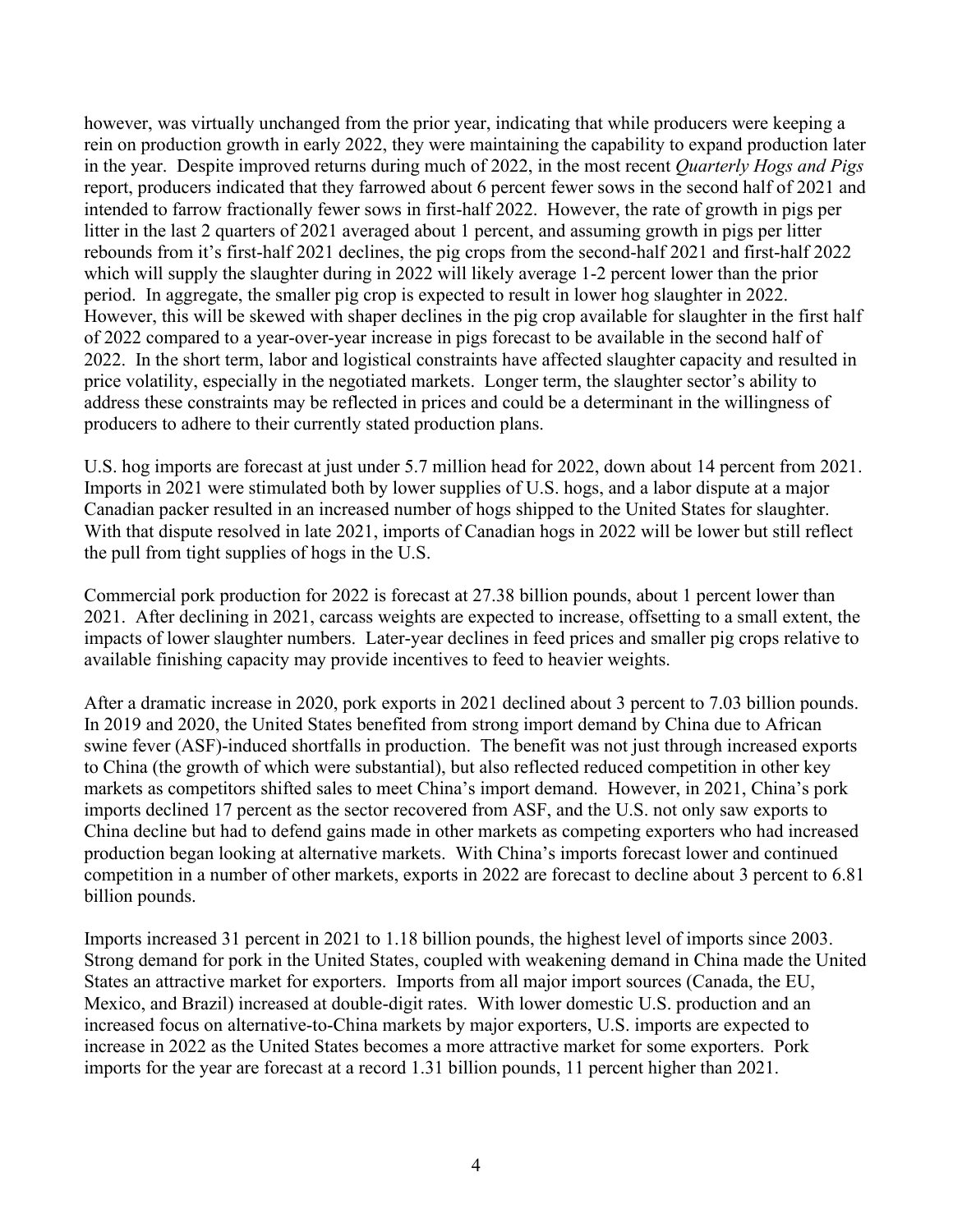however, was virtually unchanged from the prior year, indicating that while producers were keeping a rein on production growth in early 2022, they were maintaining the capability to expand production later in the year. Despite improved returns during much of 2022, in the most recent *Quarterly Hogs and Pigs* report, producers indicated that they farrowed about 6 percent fewer sows in the second half of 2021 and intended to farrow fractionally fewer sows in first-half 2022. However, the rate of growth in pigs per litter in the last 2 quarters of 2021 averaged about 1 percent, and assuming growth in pigs per litter rebounds from it's first-half 2021 declines, the pig crops from the second-half 2021 and first-half 2022 which will supply the slaughter during in 2022 will likely average 1-2 percent lower than the prior period. In aggregate, the smaller pig crop is expected to result in lower hog slaughter in 2022. However, this will be skewed with shaper declines in the pig crop available for slaughter in the first half of 2022 compared to a year-over-year increase in pigs forecast to be available in the second half of 2022. In the short term, labor and logistical constraints have affected slaughter capacity and resulted in price volatility, especially in the negotiated markets. Longer term, the slaughter sector's ability to address these constraints may be reflected in prices and could be a determinant in the willingness of producers to adhere to their currently stated production plans.

U.S. hog imports are forecast at just under 5.7 million head for 2022, down about 14 percent from 2021. Imports in 2021 were stimulated both by lower supplies of U.S. hogs, and a labor dispute at a major Canadian packer resulted in an increased number of hogs shipped to the United States for slaughter. With that dispute resolved in late 2021, imports of Canadian hogs in 2022 will be lower but still reflect the pull from tight supplies of hogs in the U.S.

Commercial pork production for 2022 is forecast at 27.38 billion pounds, about 1 percent lower than 2021. After declining in 2021, carcass weights are expected to increase, offsetting to a small extent, the impacts of lower slaughter numbers. Later-year declines in feed prices and smaller pig crops relative to available finishing capacity may provide incentives to feed to heavier weights.

After a dramatic increase in 2020, pork exports in 2021 declined about 3 percent to 7.03 billion pounds. In 2019 and 2020, the United States benefited from strong import demand by China due to African swine fever (ASF)-induced shortfalls in production. The benefit was not just through increased exports to China (the growth of which were substantial), but also reflected reduced competition in other key markets as competitors shifted sales to meet China's import demand. However, in 2021, China's pork imports declined 17 percent as the sector recovered from ASF, and the U.S. not only saw exports to China decline but had to defend gains made in other markets as competing exporters who had increased production began looking at alternative markets. With China's imports forecast lower and continued competition in a number of other markets, exports in 2022 are forecast to decline about 3 percent to 6.81 billion pounds.

Imports increased 31 percent in 2021 to 1.18 billion pounds, the highest level of imports since 2003. Strong demand for pork in the United States, coupled with weakening demand in China made the United States an attractive market for exporters. Imports from all major import sources (Canada, the EU, Mexico, and Brazil) increased at double-digit rates. With lower domestic U.S. production and an increased focus on alternative-to-China markets by major exporters, U.S. imports are expected to increase in 2022 as the United States becomes a more attractive market for some exporters. Pork imports for the year are forecast at a record 1.31 billion pounds, 11 percent higher than 2021.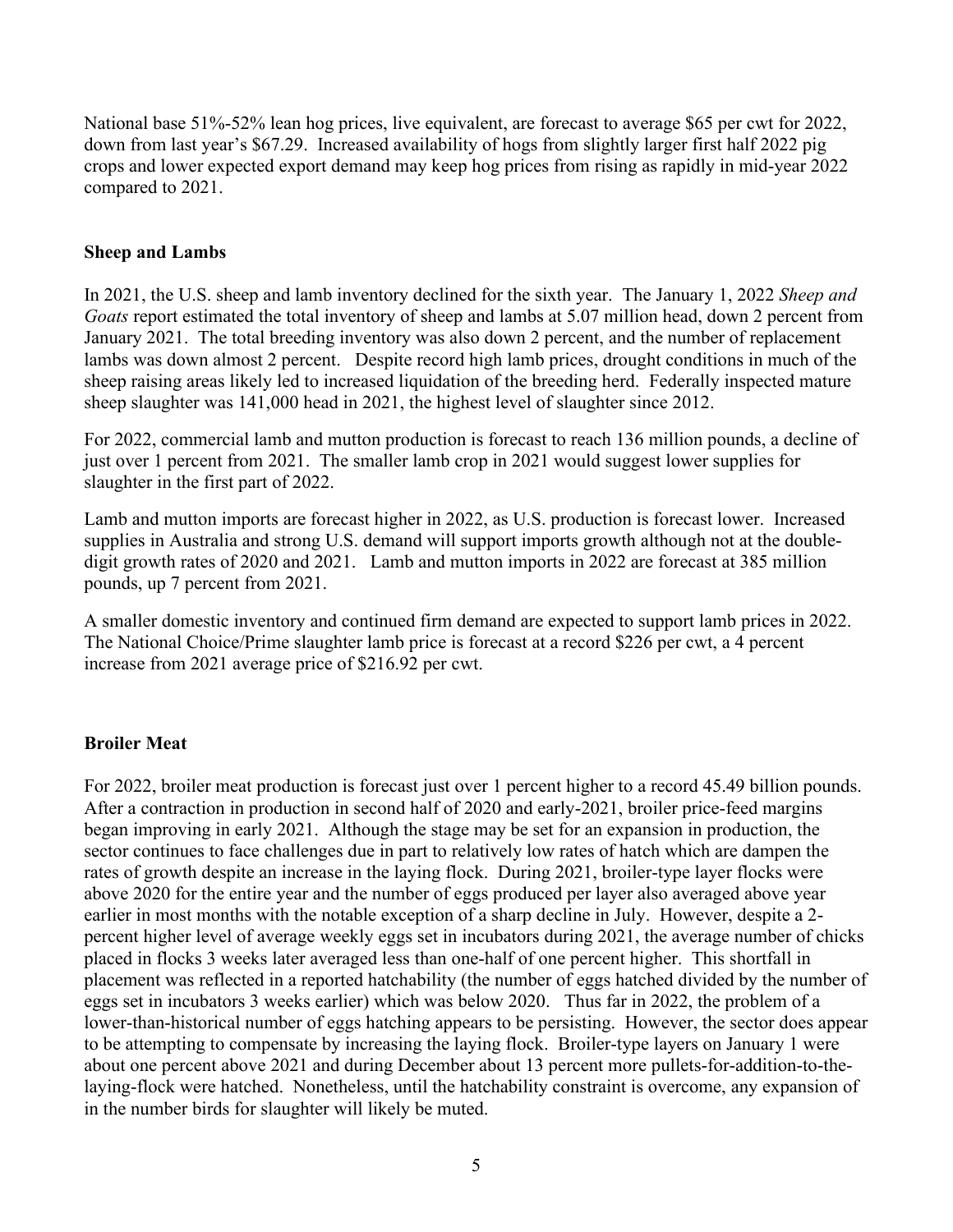National base 51%-52% lean hog prices, live equivalent, are forecast to average $65 per cwt for 2022, down from last year's $67.29. Increased availability of hogs from slightly larger first half 2022 pig crops and lower expected export demand may keep hog prices from rising as rapidly in mid-year 2022 compared to 2021.

## Sheep and Lambs

In 2021, the U.S. sheep and lamb inventory declined for the sixth year. The January 1, 2022 *Sheep and Goats* report estimated the total inventory of sheep and lambs at 5.07 million head, down 2 percent from January 2021. The total breeding inventory was also down 2 percent, and the number of replacement lambs was down almost 2 percent. Despite record high lamb prices, drought conditions in much of the sheep raising areas likely led to increased liquidation of the breeding herd. Federally inspected mature sheep slaughter was 141,000 head in 2021, the highest level of slaughter since 2012.

For 2022, commercial lamb and mutton production is forecast to reach 136 million pounds, a decline of just over 1 percent from 2021. The smaller lamb crop in 2021 would suggest lower supplies for slaughter in the first part of 2022.

Lamb and mutton imports are forecast higher in 2022, as U.S. production is forecast lower. Increased supplies in Australia and strong U.S. demand will support imports growth although not at the double-digit growth rates of 2020 and 2021. Lamb and mutton imports in 2022 are forecast at 385 million pounds, up 7 percent from 2021.

A smaller domestic inventory and continued firm demand are expected to support lamb prices in 2022. The National Choice/Prime slaughter lamb price is forecast at a record $226 per cwt, a 4 percent increase from 2021 average price of $216.92 per cwt.

## Broiler Meat

For 2022, broiler meat production is forecast just over 1 percent higher to a record 45.49 billion pounds. After a contraction in production in second half of 2020 and early-2021, broiler price-feed margins began improving in early 2021. Although the stage may be set for an expansion in production, the sector continues to face challenges due in part to relatively low rates of hatch which are dampen the rates of growth despite an increase in the laying flock. During 2021, broiler-type layer flocks were above 2020 for the entire year and the number of eggs produced per layer also averaged above year earlier in most months with the notable exception of a sharp decline in July. However, despite a 2-percent higher level of average weekly eggs set in incubators during 2021, the average number of chicks placed in flocks 3 weeks later averaged less than one-half of one percent higher. This shortfall in placement was reflected in a reported hatchability (the number of eggs hatched divided by the number of eggs set in incubators 3 weeks earlier) which was below 2020. Thus far in 2022, the problem of a lower-than-historical number of eggs hatching appears to be persisting. However, the sector does appear to be attempting to compensate by increasing the laying flock. Broiler-type layers on January 1 were about one percent above 2021 and during December about 13 percent more pullets-for-addition-to-the-laying-flock were hatched. Nonetheless, until the hatchability constraint is overcome, any expansion of in the number birds for slaughter will likely be muted.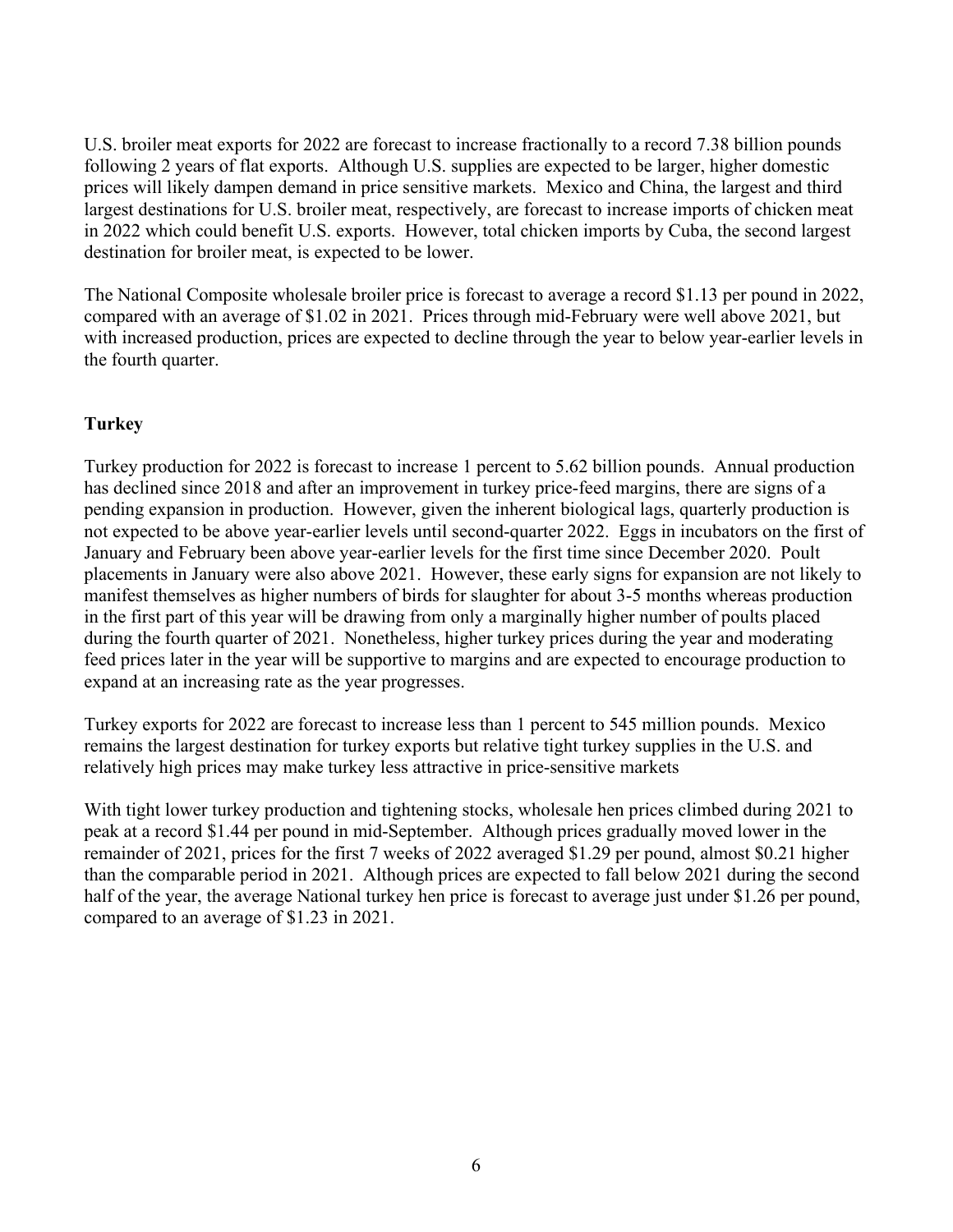U.S. broiler meat exports for 2022 are forecast to increase fractionally to a record 7.38 billion pounds following 2 years of flat exports. Although U.S. supplies are expected to be larger, higher domestic prices will likely dampen demand in price sensitive markets. Mexico and China, the largest and third largest destinations for U.S. broiler meat, respectively, are forecast to increase imports of chicken meat in 2022 which could benefit U.S. exports. However, total chicken imports by Cuba, the second largest destination for broiler meat, is expected to be lower.

The National Composite wholesale broiler price is forecast to average a record $1.13 per pound in 2022, compared with an average of $1.02 in 2021. Prices through mid-February were well above 2021, but with increased production, prices are expected to decline through the year to below year-earlier levels in the fourth quarter.

## Turkey

Turkey production for 2022 is forecast to increase 1 percent to 5.62 billion pounds. Annual production has declined since 2018 and after an improvement in turkey price-feed margins, there are signs of a pending expansion in production. However, given the inherent biological lags, quarterly production is not expected to be above year-earlier levels until second-quarter 2022. Eggs in incubators on the first of January and February been above year-earlier levels for the first time since December 2020. Poult placements in January were also above 2021. However, these early signs for expansion are not likely to manifest themselves as higher numbers of birds for slaughter for about 3-5 months whereas production in the first part of this year will be drawing from only a marginally higher number of poults placed during the fourth quarter of 2021. Nonetheless, higher turkey prices during the year and moderating feed prices later in the year will be supportive to margins and are expected to encourage production to expand at an increasing rate as the year progresses.

Turkey exports for 2022 are forecast to increase less than 1 percent to 545 million pounds. Mexico remains the largest destination for turkey exports but relative tight turkey supplies in the U.S. and relatively high prices may make turkey less attractive in price-sensitive markets

With tight lower turkey production and tightening stocks, wholesale hen prices climbed during 2021 to peak at a record $1.44 per pound in mid-September. Although prices gradually moved lower in the remainder of 2021, prices for the first 7 weeks of 2022 averaged $1.29 per pound, almost $0.21 higher than the comparable period in 2021. Although prices are expected to fall below 2021 during the second half of the year, the average National turkey hen price is forecast to average just under $1.26 per pound, compared to an average of $1.23 in 2021.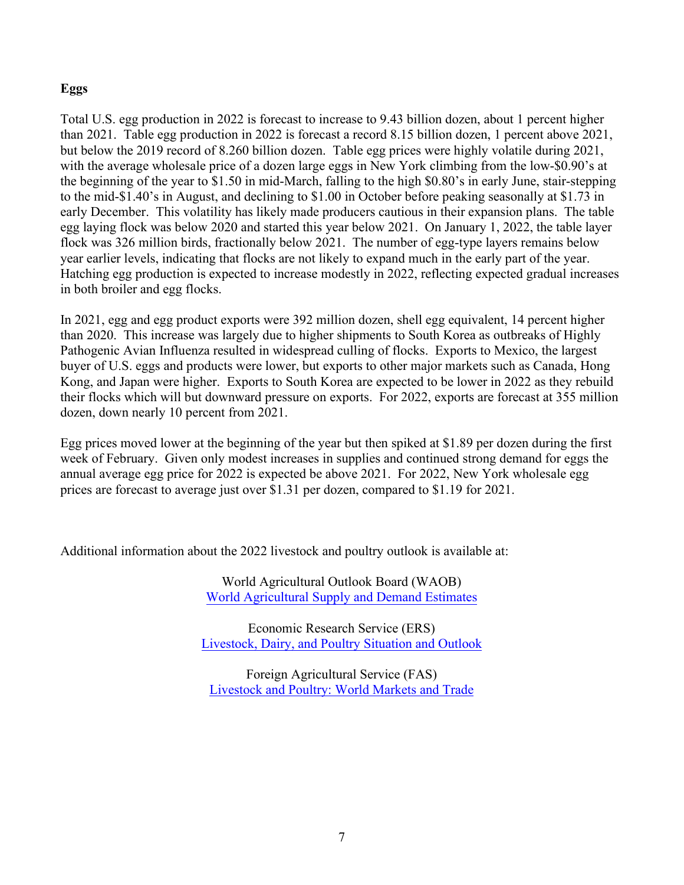**Eggs**

Total U.S. egg production in 2022 is forecast to increase to 9.43 billion dozen, about 1 percent higher than 2021. Table egg production in 2022 is forecast a record 8.15 billion dozen, 1 percent above 2021, but below the 2019 record of 8.260 billion dozen. Table egg prices were highly volatile during 2021, with the average wholesale price of a dozen large eggs in New York climbing from the low-$0.90's at the beginning of the year to $1.50 in mid-March, falling to the high $0.80's in early June, stair-stepping to the mid-$1.40's in August, and declining to $1.00 in October before peaking seasonally at $1.73 in early December. This volatility has likely made producers cautious in their expansion plans. The table egg laying flock was below 2020 and started this year below 2021. On January 1, 2022, the table layer flock was 326 million birds, fractionally below 2021. The number of egg-type layers remains below year earlier levels, indicating that flocks are not likely to expand much in the early part of the year. Hatching egg production is expected to increase modestly in 2022, reflecting expected gradual increases in both broiler and egg flocks.

In 2021, egg and egg product exports were 392 million dozen, shell egg equivalent, 14 percent higher than 2020. This increase was largely due to higher shipments to South Korea as outbreaks of Highly Pathogenic Avian Influenza resulted in widespread culling of flocks. Exports to Mexico, the largest buyer of U.S. eggs and products were lower, but exports to other major markets such as Canada, Hong Kong, and Japan were higher. Exports to South Korea are expected to be lower in 2022 as they rebuild their flocks which will but downward pressure on exports. For 2022, exports are forecast at 355 million dozen, down nearly 10 percent from 2021.

Egg prices moved lower at the beginning of the year but then spiked at $1.89 per dozen during the first week of February. Given only modest increases in supplies and continued strong demand for eggs the annual average egg price for 2022 is expected be above 2021. For 2022, New York wholesale egg prices are forecast to average just over $1.31 per dozen, compared to $1.19 for 2021.

Additional information about the 2022 livestock and poultry outlook is available at:

World Agricultural Outlook Board (WAOB)
World Agricultural Supply and Demand Estimates

Economic Research Service (ERS)
Livestock, Dairy, and Poultry Situation and Outlook

Foreign Agricultural Service (FAS)
Livestock and Poultry: World Markets and Trade